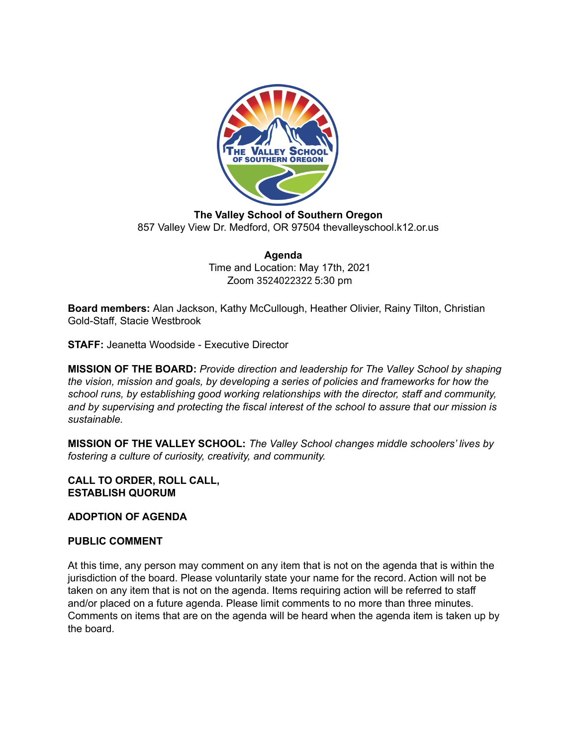**The Valley School of Southern Oregon**
857 Valley View Dr. Medford, OR 97504 thevalleyschool.k12.or.us

**Agenda**
Time and Location: May 17th, 2021
Zoom 3524022322 5:30 pm

**Board members:** Alan Jackson, Kathy McCullough, Heather Olivier, Rainy Tilton, Christian Gold-Staff, Stacie Westbrook

**STAFF:** Jeanetta Woodside - Executive Director

**MISSION OF THE BOARD:** *Provide direction and leadership for The Valley School by shaping the vision, mission and goals, by developing a series of policies and frameworks for how the school runs, by establishing good working relationships with the director, staff and community, and by supervising and protecting the fiscal interest of the school to assure that our mission is sustainable.*

**MISSION OF THE VALLEY SCHOOL:** *The Valley School changes middle schoolers' lives by fostering a culture of curiosity, creativity, and community.*

**CALL TO ORDER, ROLL CALL, ESTABLISH QUORUM**

**ADOPTION OF AGENDA**

**PUBLIC COMMENT**

At this time, any person may comment on any item that is not on the agenda that is within the jurisdiction of the board. Please voluntarily state your name for the record. Action will not be taken on any item that is not on the agenda. Items requiring action will be referred to staff and/or placed on a future agenda. Please limit comments to no more than three minutes. Comments on items that are on the agenda will be heard when the agenda item is taken up by the board.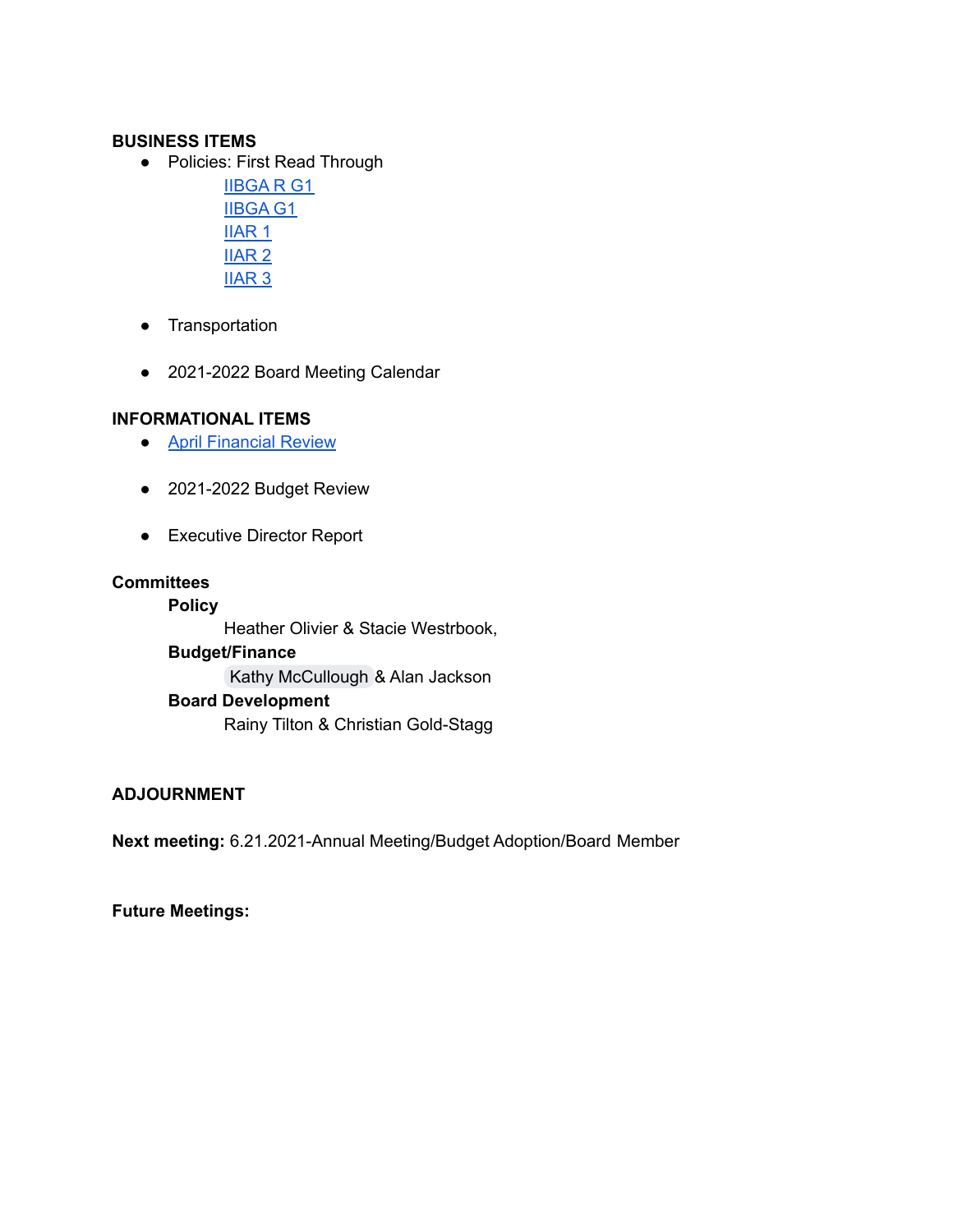**BUSINESS ITEMS**

- Policies: First Read Through
  - IIBGA R G1
  - IIBGA G1
  - IIAR 1
  - IIAR 2
  - IIAR 3
- Transportation
- 2021-2022 Board Meeting Calendar

**INFORMATIONAL ITEMS**

- April Financial Review
- 2021-2022 Budget Review
- Executive Director Report

**Committees**

**Policy**

Heather Olivier & Stacie Westrbook,

**Budget/Finance**

Kathy McCullough & Alan Jackson

**Board Development**

Rainy Tilton & Christian Gold-Stagg

**ADJOURNMENT**

**Next meeting:** 6.21.2021-Annual Meeting/Budget Adoption/Board Member

**Future Meetings:**